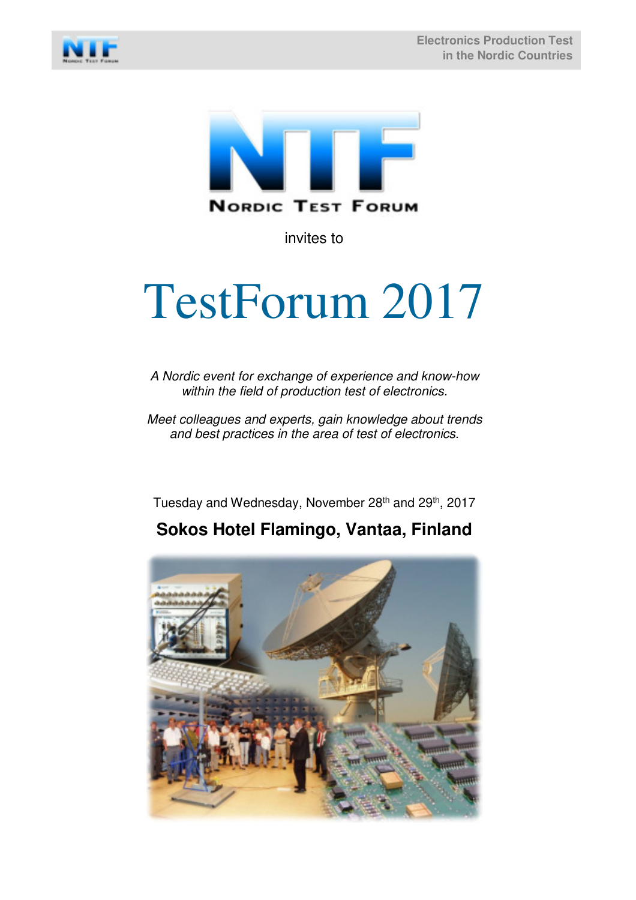**NORDIC TEST FORUM**

invites to

# TestForum 2017

*A Nordic event for exchange of experience and know-how within the field of production test of electronics.*

*Meet colleagues and experts, gain knowledge about trends and best practices in the area of test of electronics.*

Tuesday and Wednesday, November 28th and 29th, 2017

## Sokos Hotel Flamingo, Vantaa, Finland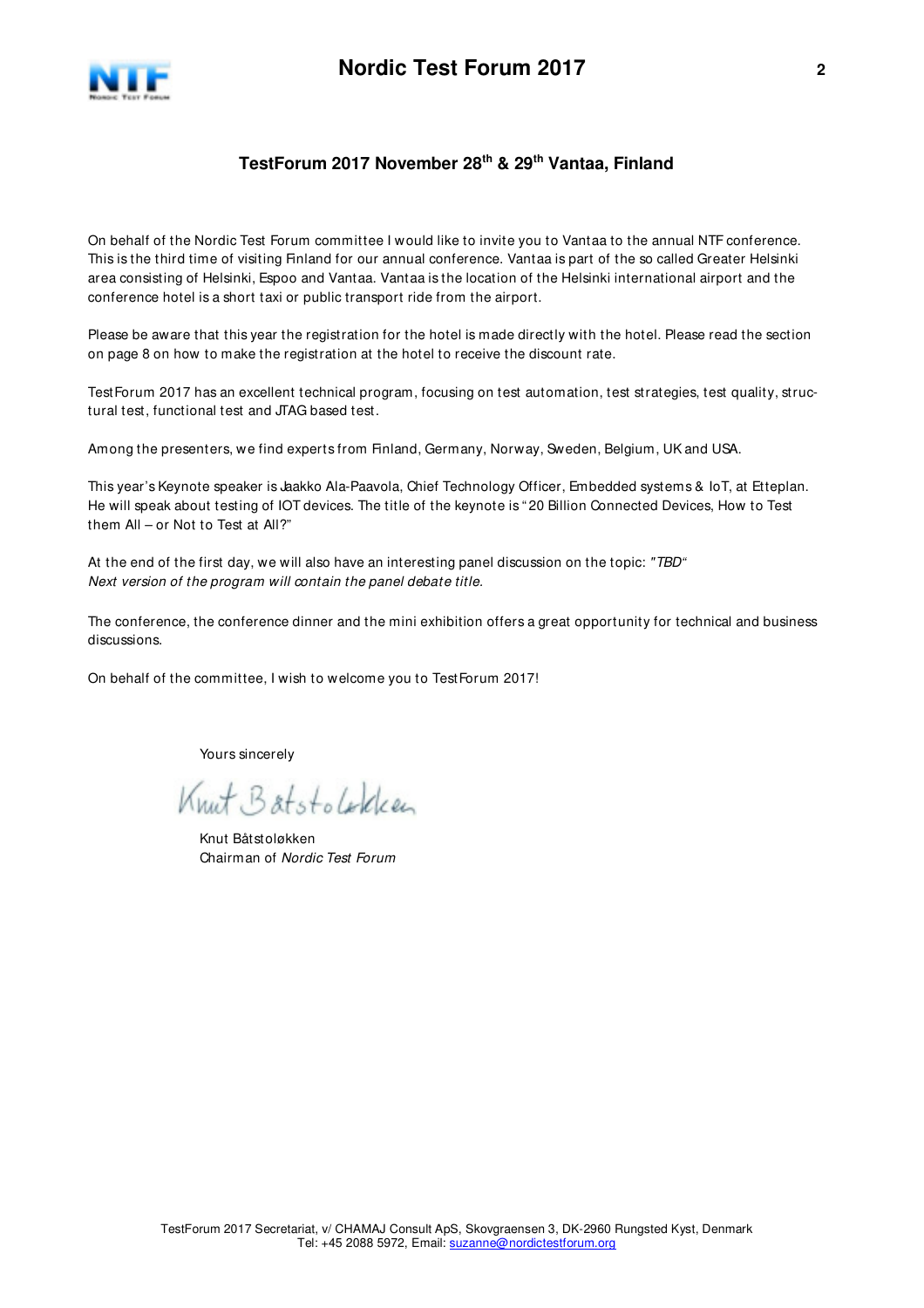## TestForum 2017 November 28th & 29th Vantaa, Finland

On behalf of the Nordic Test Forum committee I would like to invite you to Vantaa to the annual NTF conference. This is the third time of visiting Finland for our annual conference. Vantaa is part of the so called Greater Helsinki area consisting of Helsinki, Espoo and Vantaa. Vantaa is the location of the Helsinki international airport and the conference hotel is a short taxi or public transport ride from the airport.

Please be aware that this year the registration for the hotel is made directly with the hotel. Please read the section on page 8 on how to make the registration at the hotel to receive the discount rate.

TestForum 2017 has an excellent technical program, focusing on test automation, test strategies, test quality, structural test, functional test and JTAG based test.

Among the presenters, we find experts from Finland, Germany, Norway, Sweden, Belgium, UK and USA.

This year's Keynote speaker is Jaakko Ala-Paavola, Chief Technology Officer, Embedded systems & IoT, at Etteplan. He will speak about testing of IOT devices. The title of the keynote is "20 Billion Connected Devices, How to Test them All – or Not to Test at All?"

At the end of the first day, we will also have an interesting panel discussion on the topic: *"TBD"*
*Next version of the program will contain the panel debate title.*

The conference, the conference dinner and the mini exhibition offers a great opportunity for technical and business discussions.

On behalf of the committee, I wish to welcome you to TestForum 2017!

Yours sincerely

Knut Båtstoløkken
Chairman of *Nordic Test Forum*

TestForum 2017 Secretariat, v/ CHAMAJ Consult ApS, Skovgraensen 3, DK-2960 Rungsted Kyst, Denmark
Tel: +45 2088 5972, Email: suzanne@nordictestforum.org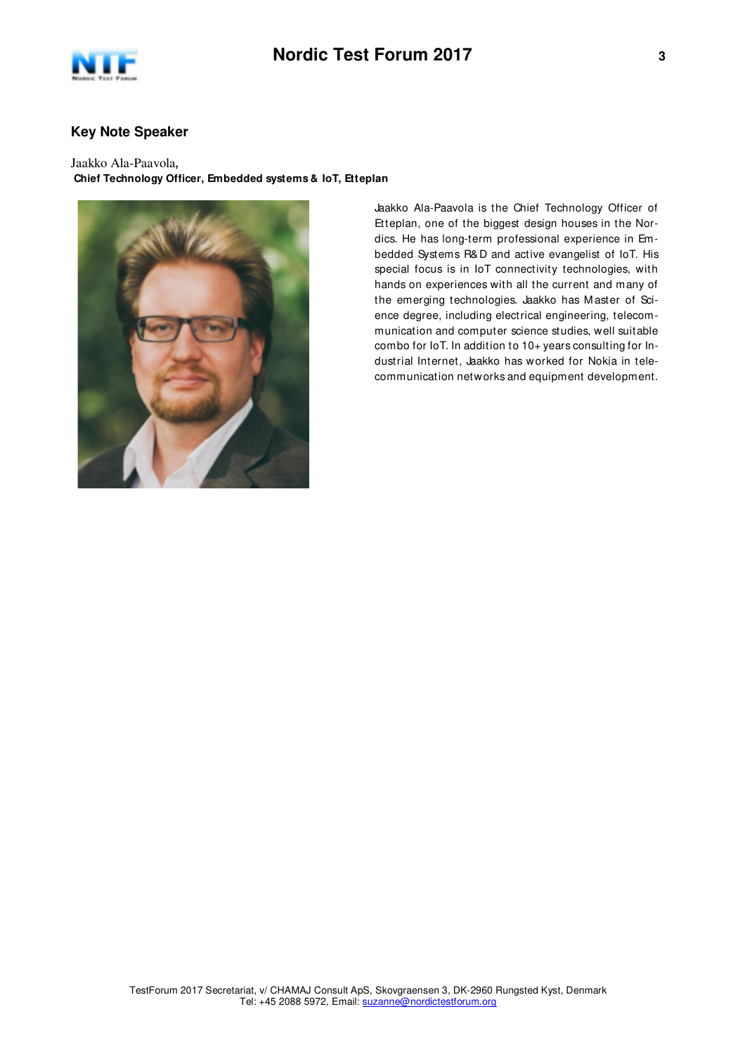## Key Note Speaker

Jaakko Ala-Paavola,
**Chief Technology Officer, Embedded systems & IoT, Etteplan**

Jaakko Ala-Paavola is the Chief Technology Officer of Etteplan, one of the biggest design houses in the Nordics. He has long-term professional experience in Embedded Systems R&D and active evangelist of IoT. His special focus is in IoT connectivity technologies, with hands on experiences with all the current and many of the emerging technologies. Jaakko has Master of Science degree, including electrical engineering, telecommunication and computer science studies, well suitable combo for IoT. In addition to 10+ years consulting for Industrial Internet, Jaakko has worked for Nokia in telecommunication networks and equipment development.

TestForum 2017 Secretariat, v/ CHAMAJ Consult ApS, Skovgraensen 3, DK-2960 Rungsted Kyst, Denmark
Tel: +45 2088 5972, Email: suzanne@nordictestforum.org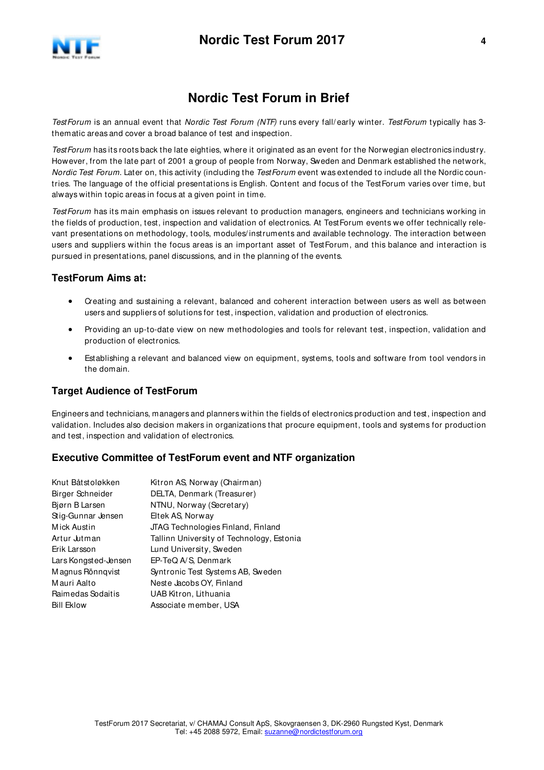# Nordic Test Forum in Brief

*TestForum* is an annual event that *Nordic Test Forum (NTF)* runs every fall/early winter. *TestForum* typically has 3-thematic areas and cover a broad balance of test and inspection.

*TestForum* has its roots back the late eighties, where it originated as an event for the Norwegian electronics industry. However, from the late part of 2001 a group of people from Norway, Sweden and Denmark established the network, *Nordic Test Forum*. Later on, this activity (including the *TestForum* event was extended to include all the Nordic countries. The language of the official presentations is English. Content and focus of the TestForum varies over time, but always within topic areas in focus at a given point in time.

*TestForum* has its main emphasis on issues relevant to production managers, engineers and technicians working in the fields of production, test, inspection and validation of electronics. At TestForum events we offer technically relevant presentations on methodology, tools, modules/instruments and available technology. The interaction between users and suppliers within the focus areas is an important asset of TestForum, and this balance and interaction is pursued in presentations, panel discussions, and in the planning of the events.

## TestForum Aims at:

- Creating and sustaining a relevant, balanced and coherent interaction between users as well as between users and suppliers of solutions for test, inspection, validation and production of electronics.
- Providing an up-to-date view on new methodologies and tools for relevant test, inspection, validation and production of electronics.
- Establishing a relevant and balanced view on equipment, systems, tools and software from tool vendors in the domain.

## Target Audience of TestForum

Engineers and technicians, managers and planners within the fields of electronics production and test, inspection and validation. Includes also decision makers in organizations that procure equipment, tools and systems for production and test, inspection and validation of electronics.

## Executive Committee of TestForum event and NTF organization

| | |
|---|---|
| Knut Båtstoløkken | Kitron AS, Norway (Chairman) |
| Birger Schneider | DELTA, Denmark (Treasurer) |
| Bjørn B Larsen | NTNU, Norway (Secretary) |
| Stig-Gunnar Jensen | Eltek AS, Norway |
| Mick Austin | JTAG Technologies Finland, Finland |
| Artur Jutman | Tallinn University of Technology, Estonia |
| Erik Larsson | Lund University, Sweden |
| Lars Kongsted-Jensen | EP-TeQ A/S, Denmark |
| Magnus Rönnqvist | Syntronic Test Systems AB, Sweden |
| Mauri Aalto | Neste Jacobs OY, Finland |
| Raimedas Sodaitis | UAB Kitron, Lithuania |
| Bill Eklow | Associate member, USA |

TestForum 2017 Secretariat, v/ CHAMAJ Consult ApS, Skovgraensen 3, DK-2960 Rungsted Kyst, Denmark
Tel: +45 2088 5972, Email: suzanne@nordictestforum.org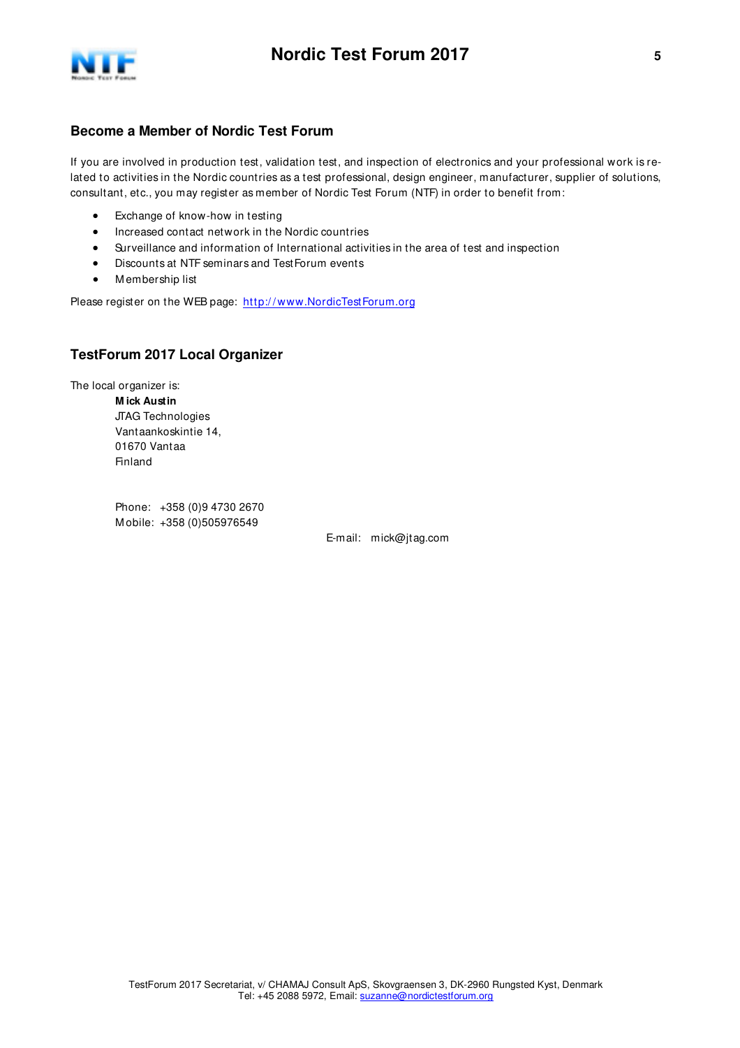## Become a Member of Nordic Test Forum

If you are involved in production test, validation test, and inspection of electronics and your professional work is related to activities in the Nordic countries as a test professional, design engineer, manufacturer, supplier of solutions, consultant, etc., you may register as member of Nordic Test Forum (NTF) in order to benefit from:

- Exchange of know-how in testing
- Increased contact network in the Nordic countries
- Surveillance and information of International activities in the area of test and inspection
- Discounts at NTF seminars and TestForum events
- Membership list

Please register on the WEB page: http://www.NordicTestForum.org

## TestForum 2017 Local Organizer

The local organizer is:

**Mick Austin**
JTAG Technologies
Vantaankoskintie 14,
01670 Vantaa
Finland

Phone: +358 (0)9 4730 2670
Mobile: +358 (0)505976549
E-mail: mick@jtag.com

TestForum 2017 Secretariat, v/ CHAMAJ Consult ApS, Skovgraensen 3, DK-2960 Rungsted Kyst, Denmark
Tel: +45 2088 5972, Email: suzanne@nordictestforum.org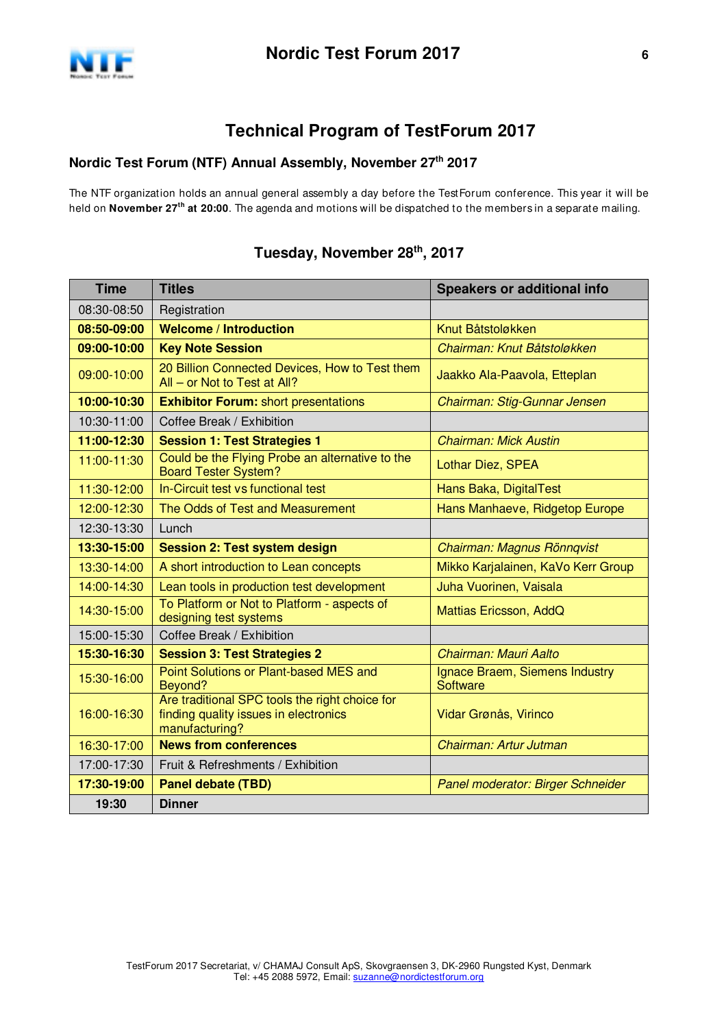## Technical Program of TestForum 2017

### Nordic Test Forum (NTF) Annual Assembly, November 27th 2017

The NTF organization holds an annual general assembly a day before the TestForum conference. This year it will be held on **November 27th at 20:00**. The agenda and motions will be dispatched to the members in a separate mailing.

### Tuesday, November 28th, 2017

| Time | Titles | Speakers or additional info |
|---|---|---|
| 08:30-08:50 | Registration | |
| **08:50-09:00** | **Welcome / Introduction** | Knut Båtstoløkken |
| **09:00-10:00** | **Key Note Session** | *Chairman: Knut Båtstoløkken* |
| 09:00-10:00 | 20 Billion Connected Devices, How to Test them All – or Not to Test at All? | Jaakko Ala-Paavola, Etteplan |
| **10:00-10:30** | **Exhibitor Forum:** short presentations | *Chairman: Stig-Gunnar Jensen* |
| 10:30-11:00 | Coffee Break / Exhibition | |
| **11:00-12:30** | **Session 1: Test Strategies 1** | *Chairman: Mick Austin* |
| 11:00-11:30 | Could be the Flying Probe an alternative to the Board Tester System? | Lothar Diez, SPEA |
| 11:30-12:00 | In-Circuit test vs functional test | Hans Baka, DigitalTest |
| 12:00-12:30 | The Odds of Test and Measurement | Hans Manhaeve, Ridgetop Europe |
| 12:30-13:30 | Lunch | |
| **13:30-15:00** | **Session 2: Test system design** | *Chairman: Magnus Rönnqvist* |
| 13:30-14:00 | A short introduction to Lean concepts | Mikko Karjalainen, KaVo Kerr Group |
| 14:00-14:30 | Lean tools in production test development | Juha Vuorinen, Vaisala |
| 14:30-15:00 | To Platform or Not to Platform - aspects of designing test systems | Mattias Ericsson, AddQ |
| 15:00-15:30 | Coffee Break / Exhibition | |
| **15:30-16:30** | **Session 3: Test Strategies 2** | *Chairman: Mauri Aalto* |
| 15:30-16:00 | Point Solutions or Plant-based MES and Beyond? | Ignace Braem, Siemens Industry Software |
| 16:00-16:30 | Are traditional SPC tools the right choice for finding quality issues in electronics manufacturing? | Vidar Grønås, Virinco |
| 16:30-17:00 | **News from conferences** | *Chairman: Artur Jutman* |
| 17:00-17:30 | Fruit & Refreshments / Exhibition | |
| **17:30-19:00** | **Panel debate (TBD)** | *Panel moderator: Birger Schneider* |
| **19:30** | **Dinner** | |

TestForum 2017 Secretariat, v/ CHAMAJ Consult ApS, Skovgraensen 3, DK-2960 Rungsted Kyst, Denmark
Tel: +45 2088 5972, Email: suzanne@nordictestforum.org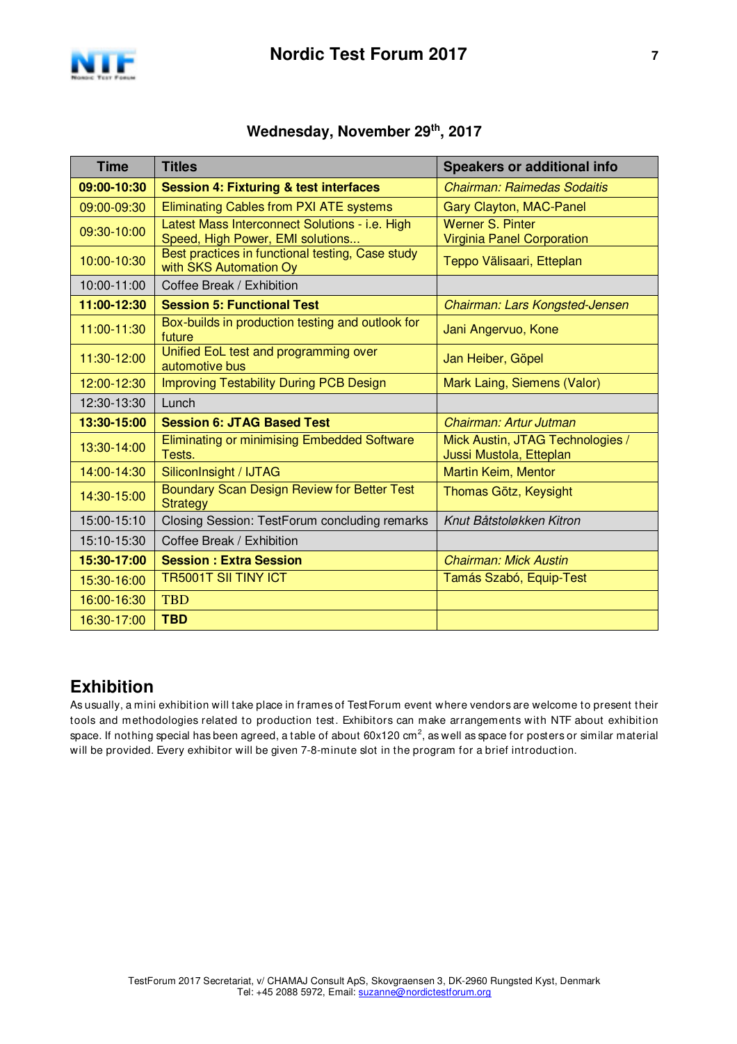## Wednesday, November 29th, 2017

| Time | Titles | Speakers or additional info |
|---|---|---|
| **09:00-10:30** | **Session 4: Fixturing & test interfaces** | *Chairman: Raimedas Sodaitis* |
| 09:00-09:30 | Eliminating Cables from PXI ATE systems | Gary Clayton, MAC-Panel |
| 09:30-10:00 | Latest Mass Interconnect Solutions - i.e. High Speed, High Power, EMI solutions... | Werner S. Pinter<br>Virginia Panel Corporation |
| 10:00-10:30 | Best practices in functional testing, Case study with SKS Automation Oy | Teppo Välisaari, Etteplan |
| 10:00-11:00 | Coffee Break / Exhibition | |
| **11:00-12:30** | **Session 5: Functional Test** | *Chairman: Lars Kongsted-Jensen* |
| 11:00-11:30 | Box-builds in production testing and outlook for future | Jani Angervuo, Kone |
| 11:30-12:00 | Unified EoL test and programming over automotive bus | Jan Heiber, Göpel |
| 12:00-12:30 | Improving Testability During PCB Design | Mark Laing, Siemens (Valor) |
| 12:30-13:30 | Lunch | |
| **13:30-15:00** | **Session 6: JTAG Based Test** | *Chairman: Artur Jutman* |
| 13:30-14:00 | Eliminating or minimising Embedded Software Tests. | Mick Austin, JTAG Technologies /<br>Jussi Mustola, Etteplan |
| 14:00-14:30 | SiliconInsight / IJTAG | Martin Keim, Mentor |
| 14:30-15:00 | Boundary Scan Design Review for Better Test Strategy | Thomas Götz, Keysight |
| 15:00-15:10 | Closing Session: TestForum concluding remarks | *Knut Båtstoløkken Kitron* |
| 15:10-15:30 | Coffee Break / Exhibition | |
| **15:30-17:00** | **Session : Extra Session** | *Chairman: Mick Austin* |
| 15:30-16:00 | TR5001T SII TINY ICT | Tamás Szabó, Equip-Test |
| 16:00-16:30 | TBD | |
| 16:30-17:00 | **TBD** | |

## Exhibition

As usually, a mini exhibition will take place in frames of TestForum event where vendors are welcome to present their tools and methodologies related to production test. Exhibitors can make arrangements with NTF about exhibition space. If nothing special has been agreed, a table of about 60x120 $cm^2$, as well as space for posters or similar material will be provided. Every exhibitor will be given 7-8-minute slot in the program for a brief introduction.

TestForum 2017 Secretariat, v/ CHAMAJ Consult ApS, Skovgraensen 3, DK-2960 Rungsted Kyst, Denmark
Tel: +45 2088 5972, Email: suzanne@nordictestforum.org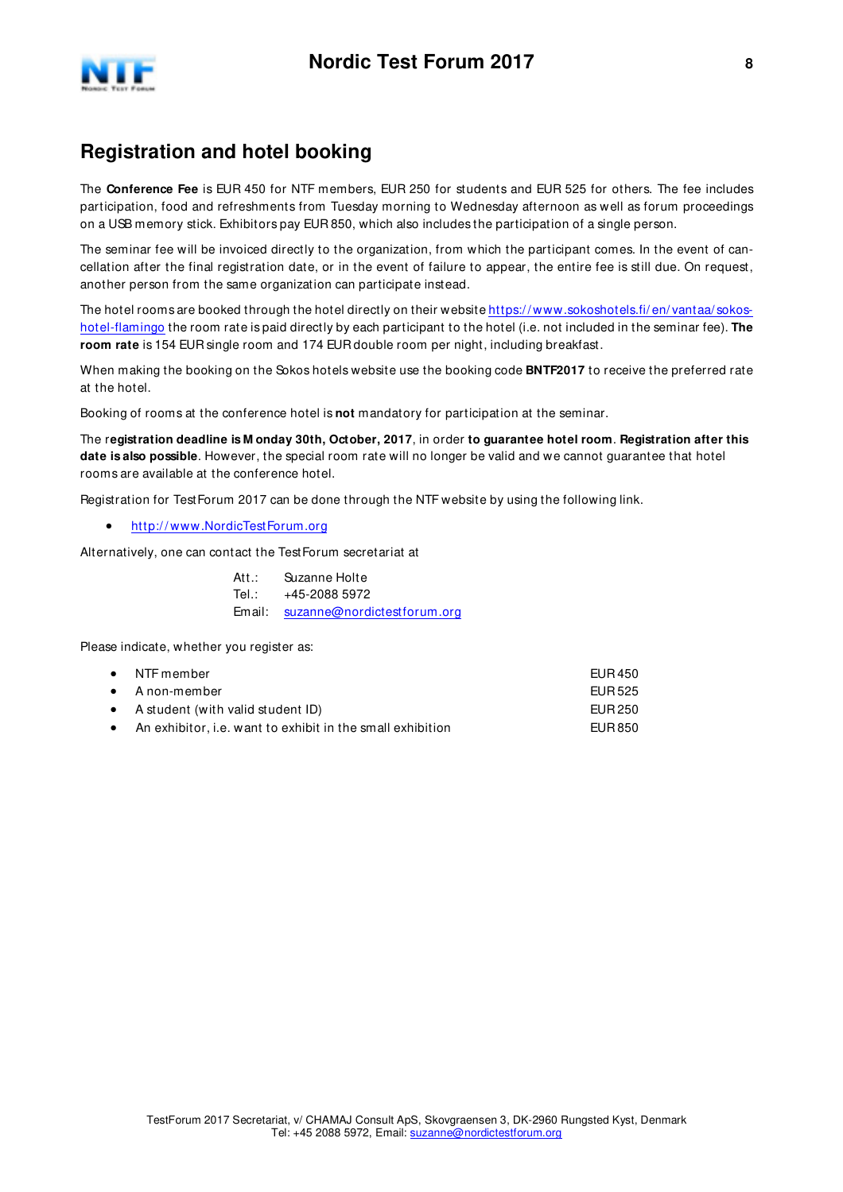## Registration and hotel booking

The **Conference Fee** is EUR 450 for NTF members, EUR 250 for students and EUR 525 for others. The fee includes participation, food and refreshments from Tuesday morning to Wednesday afternoon as well as forum proceedings on a USB memory stick. Exhibitors pay EUR 850, which also includes the participation of a single person.

The seminar fee will be invoiced directly to the organization, from which the participant comes. In the event of cancellation after the final registration date, or in the event of failure to appear, the entire fee is still due. On request, another person from the same organization can participate instead.

The hotel rooms are booked through the hotel directly on their website https://www.sokoshotels.fi/en/vantaa/sokos-hotel-flamingo the room rate is paid directly by each participant to the hotel (i.e. not included in the seminar fee). **The room rate** is 154 EUR single room and 174 EUR double room per night, including breakfast.

When making the booking on the Sokos hotels website use the booking code **BNTF2017** to receive the preferred rate at the hotel.

Booking of rooms at the conference hotel is **not** mandatory for participation at the seminar.

The r**egistration deadline is Monday 30th, October, 2017**, in order **to guarantee hotel room**. **Registration after this date is also possible**. However, the special room rate will no longer be valid and we cannot guarantee that hotel rooms are available at the conference hotel.

Registration for TestForum 2017 can be done through the NTF website by using the following link.

- http://www.NordicTestForum.org

Alternatively, one can contact the TestForum secretariat at

Att.: Suzanne Holte
Tel.: +45-2088 5972
Email: suzanne@nordictestforum.org

Please indicate, whether you register as:

- NTF member — EUR 450
- A non-member — EUR 525
- A student (with valid student ID) — EUR 250
- An exhibitor, i.e. want to exhibit in the small exhibition — EUR 850

TestForum 2017 Secretariat, v/ CHAMAJ Consult ApS, Skovgraensen 3, DK-2960 Rungsted Kyst, Denmark
Tel: +45 2088 5972, Email: suzanne@nordictestforum.org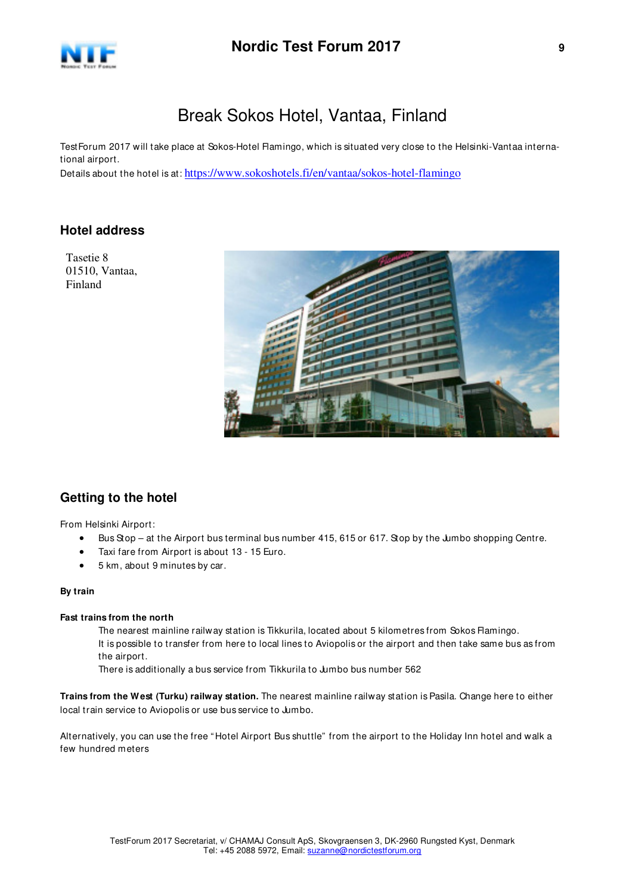# Break Sokos Hotel, Vantaa, Finland

TestForum 2017 will take place at Sokos-Hotel Flamingo, which is situated very close to the Helsinki-Vantaa international airport.
Details about the hotel is at: https://www.sokoshotels.fi/en/vantaa/sokos-hotel-flamingo

## Hotel address

Tasetie 8
01510, Vantaa,
Finland

## Getting to the hotel

From Helsinki Airport:

- Bus Stop – at the Airport bus terminal bus number 415, 615 or 617. Stop by the Jumbo shopping Centre.
- Taxi fare from Airport is about 13 - 15 Euro.
- 5 km, about 9 minutes by car.

**By train**

**Fast trains from the north**

The nearest mainline railway station is Tikkurila, located about 5 kilometres from Sokos Flamingo.
It is possible to transfer from here to local lines to Aviopolis or the airport and then take same bus as from the airport.
There is additionally a bus service from Tikkurila to Jumbo bus number 562

**Trains from the West (Turku) railway station.** The nearest mainline railway station is Pasila. Change here to either local train service to Aviopolis or use bus service to Jumbo.

Alternatively, you can use the free "Hotel Airport Bus shuttle" from the airport to the Holiday Inn hotel and walk a few hundred meters

TestForum 2017 Secretariat, v/ CHAMAJ Consult ApS, Skovgraensen 3, DK-2960 Rungsted Kyst, Denmark
Tel: +45 2088 5972, Email: suzanne@nordictestforum.org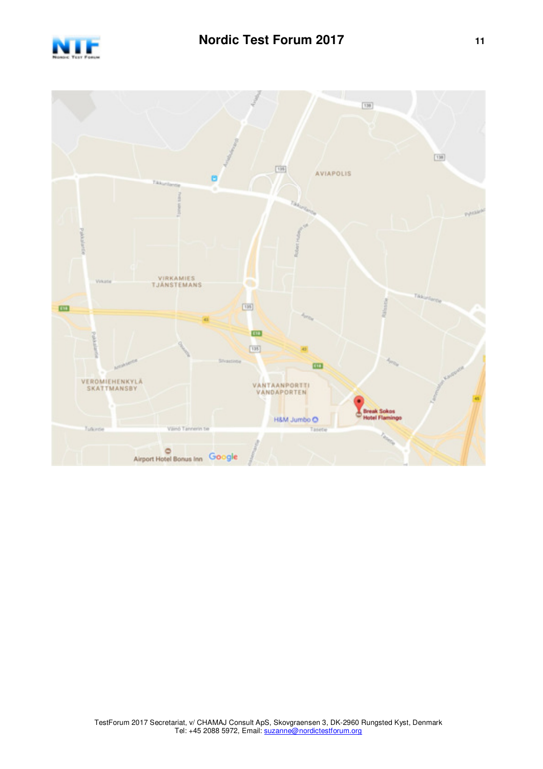AVIAPOLIS

Tikkurilantie

Aviabulevardi

Tornien sarja

Pakkalantie

Robert Hubers tie

Virkatie

VIRKAMIES
TJÄNSTEMANS

Pyhtäänkorpi

Äyritie

Rälssitie

Antaksentie

Ostostie

Silvastintie

VEROMIEHENKYLÄ
SKATTMANSBY

VANTAANPORTTI
VANDAPORTEN

H&M Jumbo

Break Sokos
Hotel Flamingo

Tammiston Kauppatie

Tuliкintie

Väinö Tannerin tie

Tasetie

Airport Hotel Bonus Inn

Google